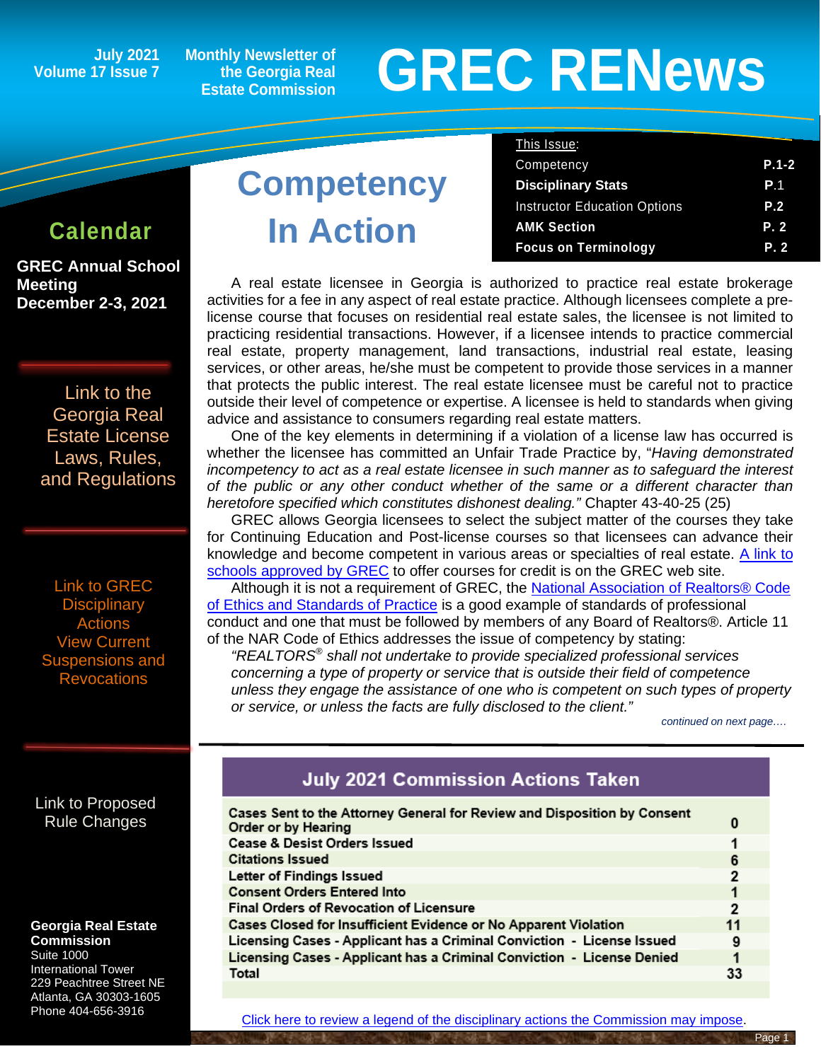July 2021
Volume 17 Issue 7

Monthly Newsletter of the Georgia Real Estate Commission

# GREC RENews

| This Issue: | |
|---|---|
| Competency | P.1-2 |
| **Disciplinary Stats** | P.1 |
| Instructor Education Options | P.2 |
| **AMK Section** | P. 2 |
| **Focus on Terminology** | P. 2 |

## Calendar

**GREC Annual School Meeting December 2-3, 2021**

Link to the Georgia Real Estate License Laws, Rules, and Regulations

Link to GREC Disciplinary Actions View Current Suspensions and Revocations

Link to Proposed Rule Changes

**Georgia Real Estate Commission**
Suite 1000
International Tower
229 Peachtree Street NE
Atlanta, GA 30303-1605
Phone 404-656-3916

## Competency In Action

A real estate licensee in Georgia is authorized to practice real estate brokerage activities for a fee in any aspect of real estate practice. Although licensees complete a pre-license course that focuses on residential real estate sales, the licensee is not limited to practicing residential transactions. However, if a licensee intends to practice commercial real estate, property management, land transactions, industrial real estate, leasing services, or other areas, he/she must be competent to provide those services in a manner that protects the public interest. The real estate licensee must be careful not to practice outside their level of competence or expertise. A licensee is held to standards when giving advice and assistance to consumers regarding real estate matters.

One of the key elements in determining if a violation of a license law has occurred is whether the licensee has committed an Unfair Trade Practice by, "*Having demonstrated incompetency to act as a real estate licensee in such manner as to safeguard the interest of the public or any other conduct whether of the same or a different character than heretofore specified which constitutes dishonest dealing.*" Chapter 43-40-25 (25)

GREC allows Georgia licensees to select the subject matter of the courses they take for Continuing Education and Post-license courses so that licensees can advance their knowledge and become competent in various areas or specialties of real estate. A link to schools approved by GREC to offer courses for credit is on the GREC web site.

Although it is not a requirement of GREC, the National Association of Realtors® Code of Ethics and Standards of Practice is a good example of standards of professional conduct and one that must be followed by members of any Board of Realtors®. Article 11 of the NAR Code of Ethics addresses the issue of competency by stating:

*"REALTORS® shall not undertake to provide specialized professional services concerning a type of property or service that is outside their field of competence unless they engage the assistance of one who is competent on such types of property or service, or unless the facts are fully disclosed to the client."*

*continued on next page….*

| July 2021 Commission Actions Taken | |
|---|---|
| Cases Sent to the Attorney General for Review and Disposition by Consent Order or by Hearing | 0 |
| Cease & Desist Orders Issued | 1 |
| Citations Issued | 6 |
| Letter of Findings Issued | 2 |
| Consent Orders Entered Into | 1 |
| Final Orders of Revocation of Licensure | 2 |
| Cases Closed for Insufficient Evidence or No Apparent Violation | 11 |
| Licensing Cases - Applicant has a Criminal Conviction - License Issued | 9 |
| Licensing Cases - Applicant has a Criminal Conviction - License Denied | 1 |
| Total | 33 |

Click here to review a legend of the disciplinary actions the Commission may impose.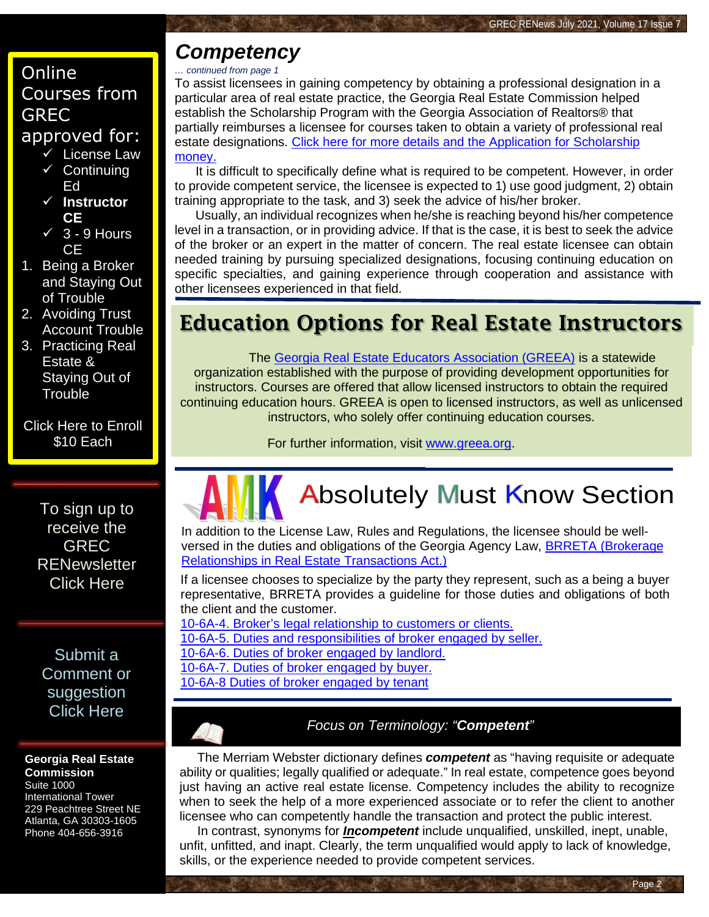Online Courses from GREC approved for:

- License Law
- Continuing Ed
- **Instructor CE**
- 3 - 9 Hours CE

1. Being a Broker and Staying Out of Trouble
2. Avoiding Trust Account Trouble
3. Practicing Real Estate & Staying Out of Trouble

Click Here to Enroll
$10 Each

To sign up to receive the GREC RENewsletter Click Here

Submit a Comment or suggestion Click Here

**Georgia Real Estate Commission**
Suite 1000
International Tower
229 Peachtree Street NE
Atlanta, GA 30303-1605
Phone 404-656-3916

# *Competency*

*… continued from page 1*

To assist licensees in gaining competency by obtaining a professional designation in a particular area of real estate practice, the Georgia Real Estate Commission helped establish the Scholarship Program with the Georgia Association of Realtors® that partially reimburses a licensee for courses taken to obtain a variety of professional real estate designations. Click here for more details and the Application for Scholarship money.

It is difficult to specifically define what is required to be competent. However, in order to provide competent service, the licensee is expected to 1) use good judgment, 2) obtain training appropriate to the task, and 3) seek the advice of his/her broker.

Usually, an individual recognizes when he/she is reaching beyond his/her competence level in a transaction, or in providing advice. If that is the case, it is best to seek the advice of the broker or an expert in the matter of concern. The real estate licensee can obtain needed training by pursuing specialized designations, focusing continuing education on specific specialties, and gaining experience through cooperation and assistance with other licensees experienced in that field.

## Education Options for Real Estate Instructors

The Georgia Real Estate Educators Association (GREEA) is a statewide organization established with the purpose of providing development opportunities for instructors. Courses are offered that allow licensed instructors to obtain the required continuing education hours. GREEA is open to licensed instructors, as well as unlicensed instructors, who solely offer continuing education courses.

For further information, visit www.greea.org.

## AMK Absolutely Must Know Section

In addition to the License Law, Rules and Regulations, the licensee should be well-versed in the duties and obligations of the Georgia Agency Law, BRRETA (Brokerage Relationships in Real Estate Transactions Act.)

If a licensee chooses to specialize by the party they represent, such as a being a buyer representative, BRRETA provides a guideline for those duties and obligations of both the client and the customer.

10-6A-4. Broker's legal relationship to customers or clients.
10-6A-5. Duties and responsibilities of broker engaged by seller.
10-6A-6. Duties of broker engaged by landlord.
10-6A-7. Duties of broker engaged by buyer.
10-6A-8 Duties of broker engaged by tenant

### *Focus on Terminology: "**Competent**"*

The Merriam Webster dictionary defines ***competent*** as "having requisite or adequate ability or qualities; legally qualified or adequate." In real estate, competence goes beyond just having an active real estate license. Competency includes the ability to recognize when to seek the help of a more experienced associate or to refer the client to another licensee who can competently handle the transaction and protect the public interest.

In contrast, synonyms for ***Incompetent*** include unqualified, unskilled, inept, unable, unfit, unfitted, and inapt. Clearly, the term unqualified would apply to lack of knowledge, skills, or the experience needed to provide competent services.